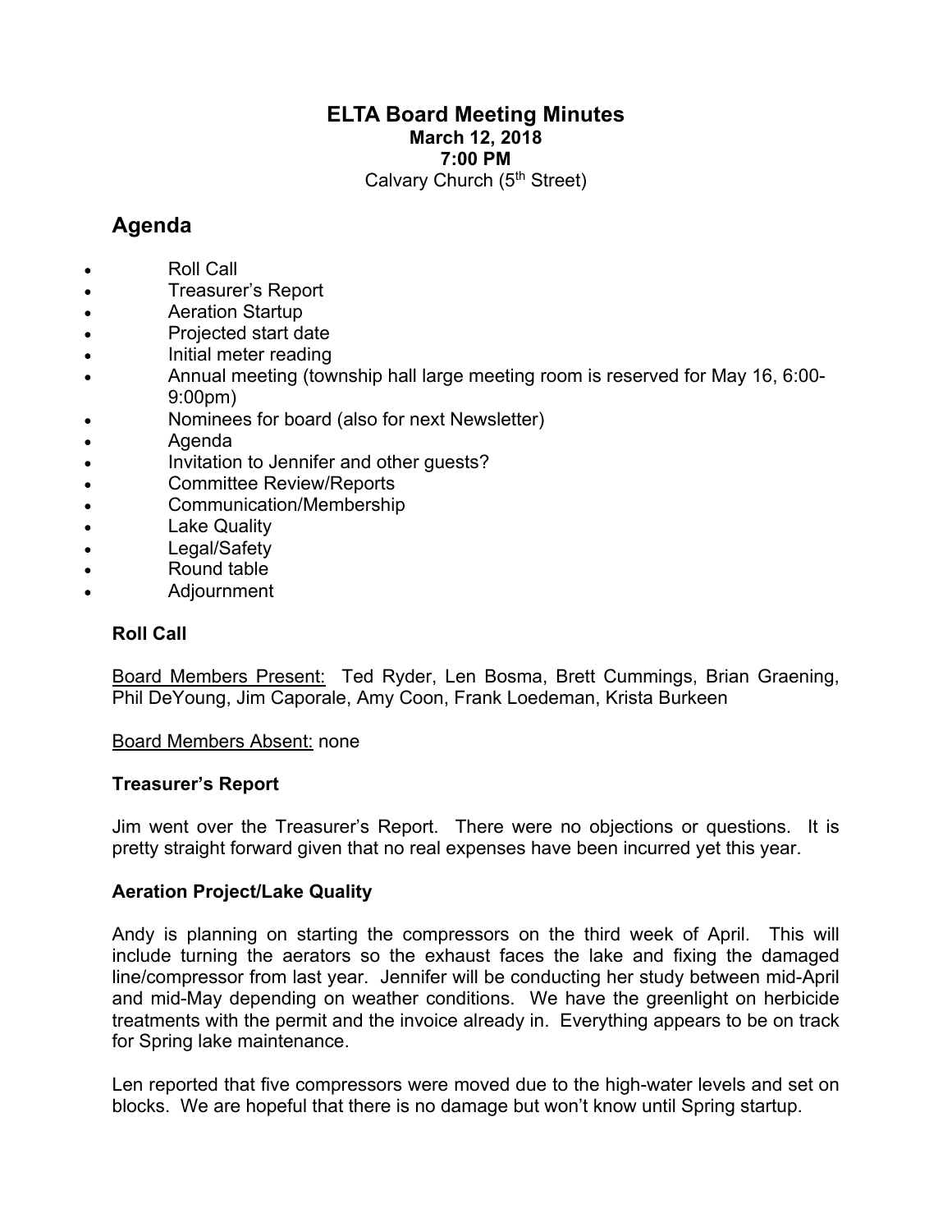# ELTA Board Meeting Minutes

**March 12, 2018**
**7:00 PM**
Calvary Church (5th Street)

## Agenda

- Roll Call
- Treasurer's Report
- Aeration Startup
- Projected start date
- Initial meter reading
- Annual meeting (township hall large meeting room is reserved for May 16, 6:00-9:00pm)
- Nominees for board (also for next Newsletter)
- Agenda
- Invitation to Jennifer and other guests?
- Committee Review/Reports
- Communication/Membership
- Lake Quality
- Legal/Safety
- Round table
- Adjournment

### Roll Call

Board Members Present: Ted Ryder, Len Bosma, Brett Cummings, Brian Graening, Phil DeYoung, Jim Caporale, Amy Coon, Frank Loedeman, Krista Burkeen

Board Members Absent: none

### Treasurer's Report

Jim went over the Treasurer's Report. There were no objections or questions. It is pretty straight forward given that no real expenses have been incurred yet this year.

### Aeration Project/Lake Quality

Andy is planning on starting the compressors on the third week of April. This will include turning the aerators so the exhaust faces the lake and fixing the damaged line/compressor from last year. Jennifer will be conducting her study between mid-April and mid-May depending on weather conditions. We have the greenlight on herbicide treatments with the permit and the invoice already in. Everything appears to be on track for Spring lake maintenance.

Len reported that five compressors were moved due to the high-water levels and set on blocks. We are hopeful that there is no damage but won't know until Spring startup.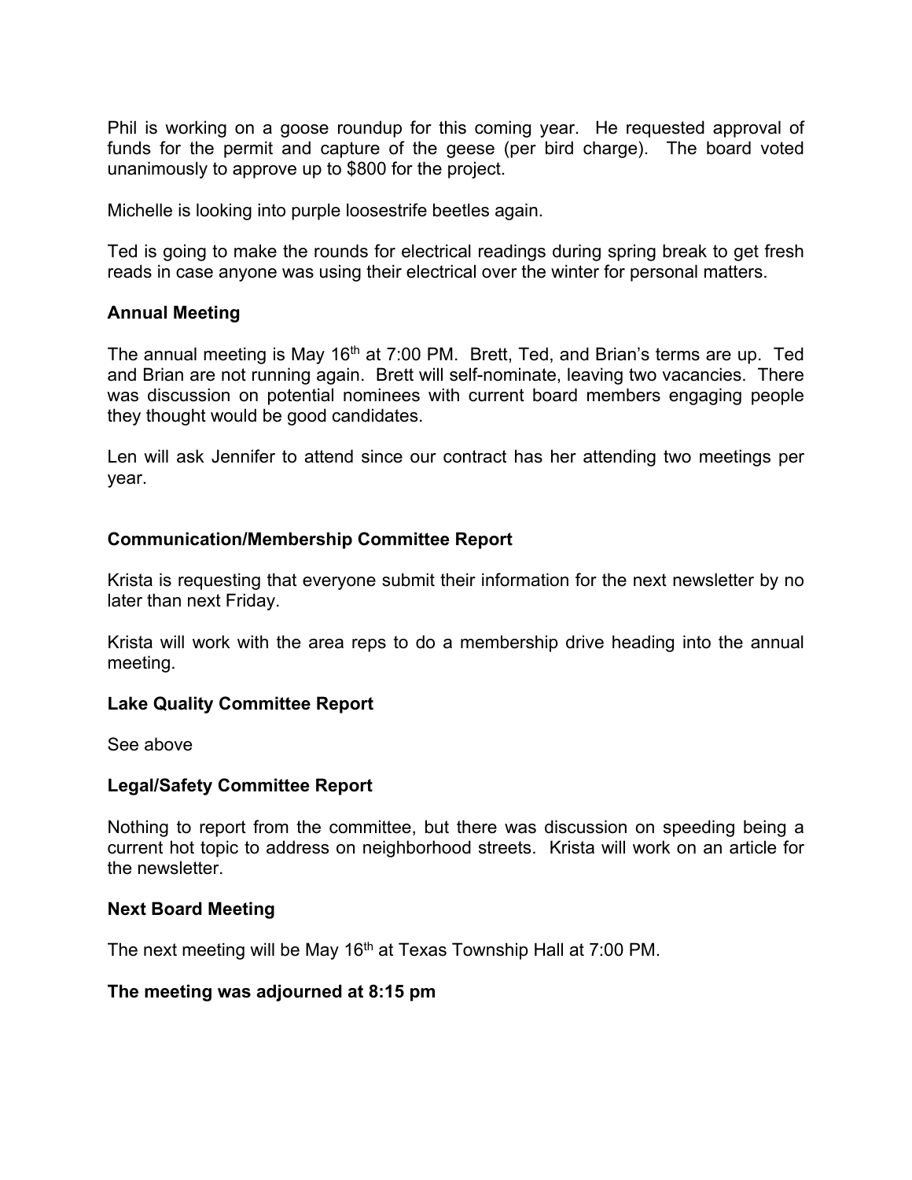Phil is working on a goose roundup for this coming year. He requested approval of funds for the permit and capture of the geese (per bird charge). The board voted unanimously to approve up to $800 for the project.

Michelle is looking into purple loosestrife beetles again.

Ted is going to make the rounds for electrical readings during spring break to get fresh reads in case anyone was using their electrical over the winter for personal matters.

**Annual Meeting**

The annual meeting is May 16th at 7:00 PM. Brett, Ted, and Brian's terms are up. Ted and Brian are not running again. Brett will self-nominate, leaving two vacancies. There was discussion on potential nominees with current board members engaging people they thought would be good candidates.

Len will ask Jennifer to attend since our contract has her attending two meetings per year.

**Communication/Membership Committee Report**

Krista is requesting that everyone submit their information for the next newsletter by no later than next Friday.

Krista will work with the area reps to do a membership drive heading into the annual meeting.

**Lake Quality Committee Report**

See above

**Legal/Safety Committee Report**

Nothing to report from the committee, but there was discussion on speeding being a current hot topic to address on neighborhood streets. Krista will work on an article for the newsletter.

**Next Board Meeting**

The next meeting will be May 16th at Texas Township Hall at 7:00 PM.

**The meeting was adjourned at 8:15 pm**